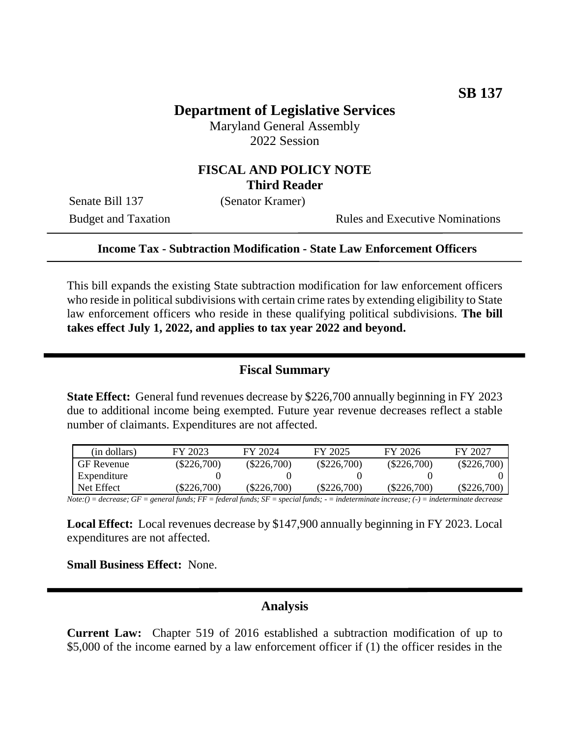**SB 137**

# Department of Legislative Services

Maryland General Assembly
2022 Session

## FISCAL AND POLICY NOTE
**Third Reader**

Senate Bill 137 (Senator Kramer)

Budget and Taxation Rules and Executive Nominations

**Income Tax - Subtraction Modification - State Law Enforcement Officers**

This bill expands the existing State subtraction modification for law enforcement officers who reside in political subdivisions with certain crime rates by extending eligibility to State law enforcement officers who reside in these qualifying political subdivisions. **The bill takes effect July 1, 2022, and applies to tax year 2022 and beyond.**

## Fiscal Summary

**State Effect:** General fund revenues decrease by $226,700 annually beginning in FY 2023 due to additional income being exempted. Future year revenue decreases reflect a stable number of claimants. Expenditures are not affected.

| (in dollars) | FY 2023 | FY 2024 | FY 2025 | FY 2026 | FY 2027 |
|---|---|---|---|---|---|
| GF Revenue | ($226,700) | ($226,700) | ($226,700) | ($226,700) | ($226,700) |
| Expenditure | 0 | 0 | 0 | 0 | 0 |
| Net Effect | ($226,700) | ($226,700) | ($226,700) | ($226,700) | ($226,700) |

*Note:() = decrease; GF = general funds; FF = federal funds; SF = special funds; - = indeterminate increase; (-) = indeterminate decrease*

**Local Effect:** Local revenues decrease by $147,900 annually beginning in FY 2023. Local expenditures are not affected.

**Small Business Effect:** None.

## Analysis

**Current Law:** Chapter 519 of 2016 established a subtraction modification of up to $5,000 of the income earned by a law enforcement officer if (1) the officer resides in the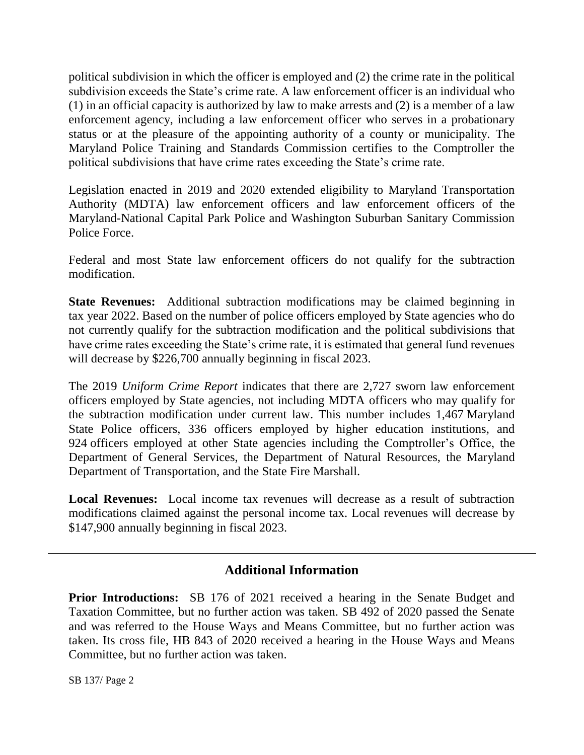political subdivision in which the officer is employed and (2) the crime rate in the political subdivision exceeds the State's crime rate. A law enforcement officer is an individual who (1) in an official capacity is authorized by law to make arrests and (2) is a member of a law enforcement agency, including a law enforcement officer who serves in a probationary status or at the pleasure of the appointing authority of a county or municipality. The Maryland Police Training and Standards Commission certifies to the Comptroller the political subdivisions that have crime rates exceeding the State's crime rate.

Legislation enacted in 2019 and 2020 extended eligibility to Maryland Transportation Authority (MDTA) law enforcement officers and law enforcement officers of the Maryland-National Capital Park Police and Washington Suburban Sanitary Commission Police Force.

Federal and most State law enforcement officers do not qualify for the subtraction modification.

**State Revenues:** Additional subtraction modifications may be claimed beginning in tax year 2022. Based on the number of police officers employed by State agencies who do not currently qualify for the subtraction modification and the political subdivisions that have crime rates exceeding the State's crime rate, it is estimated that general fund revenues will decrease by $226,700 annually beginning in fiscal 2023.

The 2019 *Uniform Crime Report* indicates that there are 2,727 sworn law enforcement officers employed by State agencies, not including MDTA officers who may qualify for the subtraction modification under current law. This number includes 1,467 Maryland State Police officers, 336 officers employed by higher education institutions, and 924 officers employed at other State agencies including the Comptroller's Office, the Department of General Services, the Department of Natural Resources, the Maryland Department of Transportation, and the State Fire Marshall.

**Local Revenues:** Local income tax revenues will decrease as a result of subtraction modifications claimed against the personal income tax. Local revenues will decrease by $147,900 annually beginning in fiscal 2023.

## Additional Information

**Prior Introductions:** SB 176 of 2021 received a hearing in the Senate Budget and Taxation Committee, but no further action was taken. SB 492 of 2020 passed the Senate and was referred to the House Ways and Means Committee, but no further action was taken. Its cross file, HB 843 of 2020 received a hearing in the House Ways and Means Committee, but no further action was taken.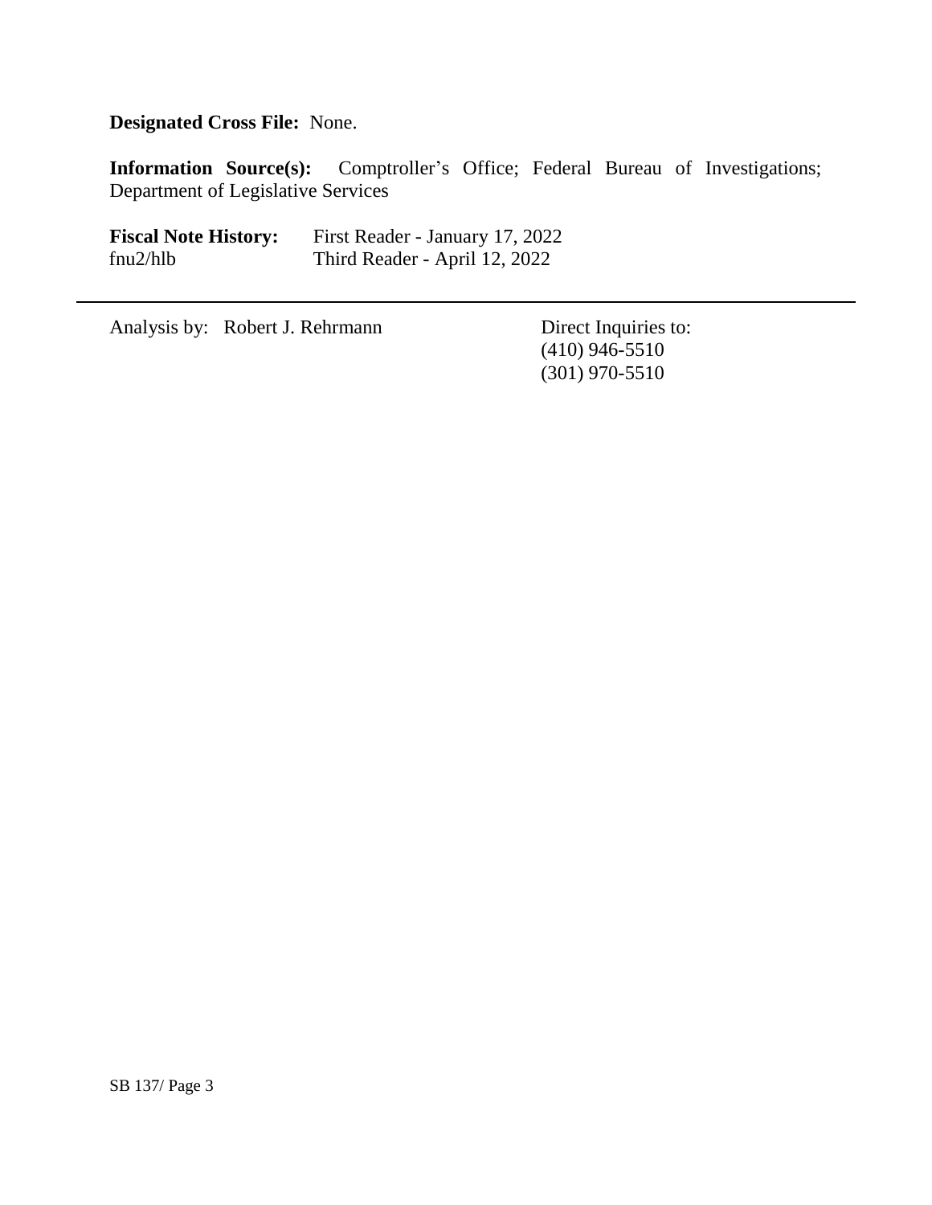**Designated Cross File:** None.

**Information Source(s):** Comptroller's Office; Federal Bureau of Investigations; Department of Legislative Services

| | |
|---|---|
| **Fiscal Note History:** | First Reader - January 17, 2022 |
| fnu2/hlb | Third Reader - April 12, 2022 |

---

Analysis by: Robert J. Rehrmann

Direct Inquiries to:
(410) 946-5510
(301) 970-5510